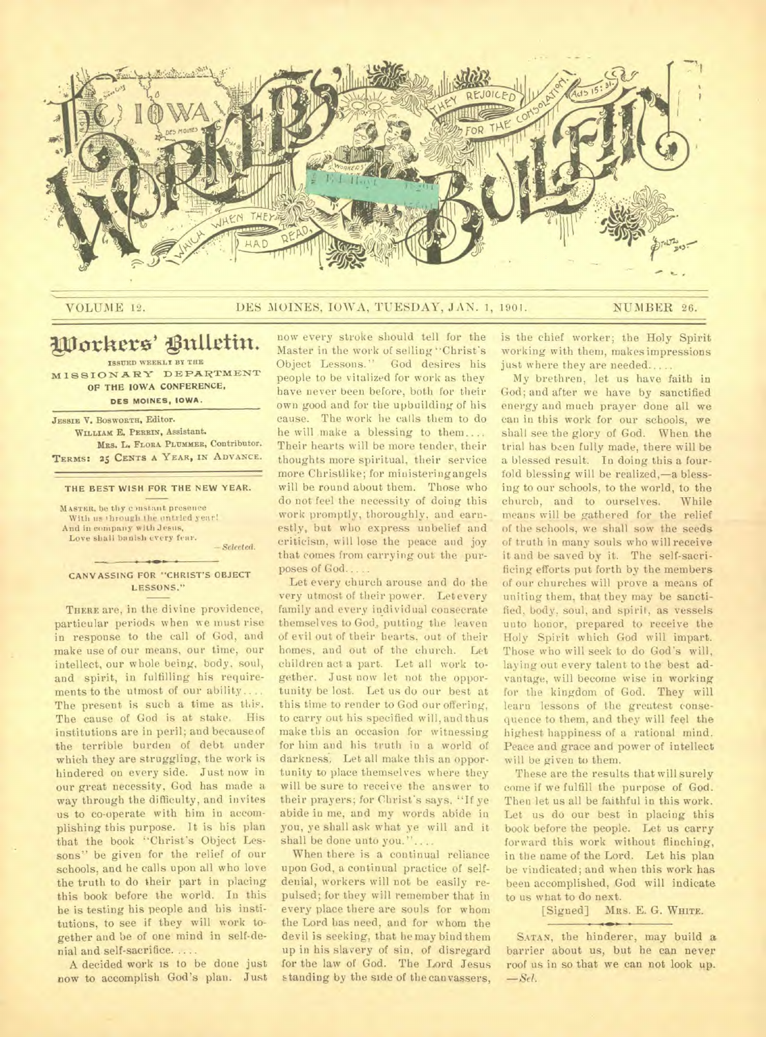# The Iowa Workers' Bulletin

VOLUME 12. DES MOINES, IOWA, TUESDAY, JAN. 1, 1901. NUMBER 26.

## Workers' Bulletin.

ISSUED WEEKLY BY THE MISSIONARY DEPARTMENT OF THE IOWA CONFERENCE, DES MOINES, IOWA.

JESSIE V. BOSWORTH, Editor.
WILLIAM E. PERRIN, Assistant.
MRS. L. FLORA PLUMMER, Contributor.

TERMS: 25 CENTS A YEAR, IN ADVANCE.

### THE BEST WISH FOR THE NEW YEAR.

MASTER, be thy constant presence
With us through the untried year!
And in company with Jesus,
Love shall banish every fear.

—*Selected.*

### CANVASSING FOR "CHRIST'S OBJECT LESSONS."

THERE are, in the divine providence, particular periods when we must rise in response to the call of God, and make use of our means, our time, our intellect, our whole being, body, soul, and spirit, in fulfilling his requirements to the utmost of our ability.... The present is such a time as this. The cause of God is at stake. His institutions are in peril; and because of the terrible burden of debt under which they are struggling, the work is hindered on every side. Just now in our great necessity, God has made a way through the difficulty, and invites us to co-operate with him in accomplishing this purpose. It is his plan that the book "Christ's Object Lessons" be given for the relief of our schools, and he calls upon all who love the truth to do their part in placing this book before the world. In this he is testing his people and his institutions, to see if they will work together and be of one mind in self-denial and self-sacrifice.....

A decided work is to be done just now to accomplish God's plan. Just now every stroke should tell for the Master in the work of selling "Christ's Object Lessons." God desires his people to be vitalized for work as they have never been before, both for their own good and for the upbuilding of his cause. The work he calls them to do he will make a blessing to them.... Their hearts will be more tender, their thoughts more spiritual, their service more Christlike; for ministering angels will be round about them. Those who do not feel the necessity of doing this work promptly, thoroughly, and earnestly, but who express unbelief and criticism, will lose the peace and joy that comes from carrying out the purposes of God.....

Let every church arouse and do the very utmost of their power. Let every family and every individual consecrate themselves to God, putting the leaven of evil out of their hearts, out of their homes, and out of the church. Let children act a part. Let all work together. Just now let not the opportunity be lost. Let us do our best at this time to render to God our offering, to carry out his specified will, and thus make this an occasion for witnessing for him and his truth in a world of darkness. Let all make this an opportunity to place themselves where they will be sure to receive the answer to their prayers; for Christ's says, "If ye abide in me, and my words abide in you, ye shall ask what ye will and it shall be done unto you."....

When there is a continual reliance upon God, a continual practice of self-denial, workers will not be easily repulsed; for they will remember that in every place there are souls for whom the Lord has need, and for whom the devil is seeking, that he may bind them up in his slavery of sin, of disregard for the law of God. The Lord Jesus standing by the side of the canvassers, is the chief worker; the Holy Spirit working with them, makes impressions just where they are needed.....

My brethren, let us have faith in God; and after we have by sanctified energy and much prayer done all we can in this work for our schools, we shall see the glory of God. When the trial has been fully made, there will be a blessed result. In doing this a fourfold blessing will be realized,—a blessing to our schools, to the world, to the church, and to ourselves. While means will be gathered for the relief of the schools, we shall sow the seeds of truth in many souls who will receive it and be saved by it. The self-sacrificing efforts put forth by the members of our churches will prove a means of uniting them, that they may be sanctified, body, soul, and spirit, as vessels unto honor, prepared to receive the Holy Spirit which God will impart. Those who will seek to do God's will, laying out every talent to the best advantage, will become wise in working for the kingdom of God. They will learn lessons of the greatest consequence to them, and they will feel the highest happiness of a rational mind. Peace and grace and power of intellect will be given to them.

These are the results that will surely come if we fulfill the purpose of God. Then let us all be faithful in this work. Let us do our best in placing this book before the people. Let us carry forward this work without flinching, in the name of the Lord. Let his plan be vindicated; and when this work has been accomplished, God will indicate to us what to do next.

[Signed] MRS. E. G. WHITE.

SATAN, the hinderer, may build a barrier about us, but he can never roof us in so that we can not look up. —*Sel.*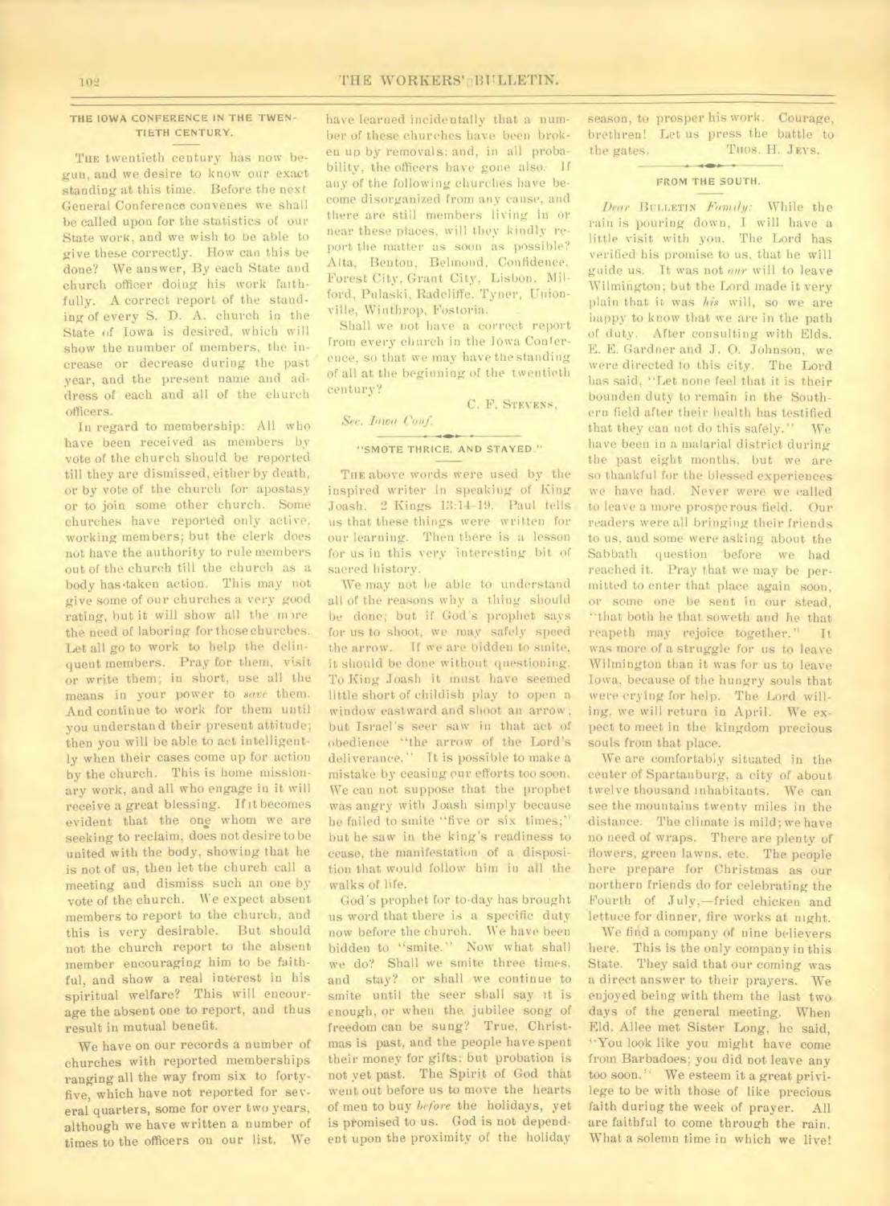## THE IOWA CONFERENCE IN THE TWENTIETH CENTURY.

THE twentieth century has now begun, and we desire to know our exact standing at this time. Before the next General Conference convenes we shall be called upon for the statistics of our State work, and we wish to be able to give these correctly. How can this be done? We answer, By each State and church officer doing his work faithfully. A correct report of the standing of every S. D. A. church in the State of Iowa is desired, which will show the number of members, the increase or decrease during the past year, and the present name and address of each and all of the church officers.

In regard to membership: All who have been received as members by vote of the church should be reported till they are dismissed, either by death, or by vote of the church for apostasy or to join some other church. Some churches have reported only active, working members; but the clerk does not have the authority to rule members out of the church till the church as a body has taken action. This may not give some of our churches a very good rating, but it will show all the more the need of laboring for these churches. Let all go to work to help the delinquent members. Pray for them, visit or write them; in short, use all the means in your power to *save* them. And continue to work for them until you understand their present attitude; then you will be able to act intelligently when their cases come up for action by the church. This is home missionary work, and all who engage in it will receive a great blessing. If it becomes evident that the one whom we are seeking to reclaim, does not desire to be united with the body, showing that he is not of us, then let the church call a meeting and dismiss such an one by vote of the church. We expect absent members to report to the church, and this is very desirable. But should not the church report to the absent member encouraging him to be faithful, and show a real interest in his spiritual welfare? This will encourage the absent one to report, and thus result in mutual benefit.

We have on our records a number of churches with reported memberships ranging all the way from six to forty-five, which have not reported for several quarters, some for over two years, although we have written a number of times to the officers on our list. We have learned incidentally that a number of these churches have been broken up by removals; and, in all probability, the officers have gone also. If any of the following churches have become disorganized from any cause, and there are still members living in or near these places, will they kindly report the matter as soon as possible? Alta, Benton, Belmond, Confidence, Forest City, Grant City, Lisbon, Milford, Pulaski, Radcliffe, Tyner, Unionville, Winthrop, Fostoria.

Shall we not have a correct report from every church in the Iowa Conference, so that we may have the standing of all at the beginning of the twentieth century?

C. F. STEVENS,
*Sec. Iowa Conf.*

## "SMOTE THRICE, AND STAYED."

THE above words were used by the inspired writer in speaking of King Joash. 2 Kings 13:14-19. Paul tells us that these things were written for our learning. Then there is a lesson for us in this very interesting bit of sacred history.

We may not be able to understand all of the reasons why a thing should be done; but if God's prophet says for us to shoot, we may safely speed the arrow. If we are bidden to smite, it should be done without questioning. To King Joash it must have seemed little short of childish play to open a window eastward and shoot an arrow; but Israel's seer saw in that act of obedience "the arrow of the Lord's deliverance." It is possible to make a mistake by ceasing our efforts too soon. We can not suppose that the prophet was angry with Joash simply because he failed to smite "five or six times;" but he saw in the king's readiness to cease, the manifestation of a disposition that would follow him in all the walks of life.

God's prophet for to-day has brought us word that there is a specific duty now before the church. We have been bidden to "smite." Now what shall we do? Shall we smite three times, and stay? or shall we continue to smite until the seer shall say it is enough, or when the jubilee song of freedom can be sung? True, Christmas is past, and the people have spent their money for gifts; but probation is not yet past. The Spirit of God that went out before us to move the hearts of men to buy *before* the holidays, yet is promised to us. God is not dependent upon the proximity of the holiday season, to prosper his work. Courage, brethren! Let us press the battle to the gates.

THOS. H. JEYS.

## FROM THE SOUTH.

*Dear* BULLETIN *Family:* While the rain is pouring down, I will have a little visit with you. The Lord has verified his promise to us, that he will guide us. It was not *our* will to leave Wilmington; but the Lord made it very plain that it was *his* will, so we are happy to know that we are in the path of duty. After consulting with Elds. E. E. Gardner and J. O. Johnson, we were directed to this city. The Lord has said, "Let none feel that it is their bounden duty to remain in the Southern field after their health has testified that they can not do this safely." We have been in a malarial district during the past eight months, but we are so thankful for the blessed experiences we have had. Never were we called to leave a more prosperous field. Our readers were all bringing their friends to us, and some were asking about the Sabbath question before we had reached it. Pray that we may be permitted to enter that place again soon, or some one be sent in our stead, "that both he that soweth and he that reapeth may rejoice together." It was more of a struggle for us to leave Wilmington than it was for us to leave Iowa, because of the hungry souls that were crying for help. The Lord willing, we will return in April. We expect to meet in the kingdom precious souls from that place.

We are comfortably situated in the center of Spartanburg, a city of about twelve thousand inhabitants. We can see the mountains twenty miles in the distance. The climate is mild; we have no need of wraps. There are plenty of flowers, green lawns, etc. The people here prepare for Christmas as our northern friends do for celebrating the Fourth of July,—fried chicken and lettuce for dinner, fire works at night.

We find a company of nine believers here. This is the only company in this State. They said that our coming was a direct answer to their prayers. We enjoyed being with them the last two days of the general meeting. When Eld. Allee met Sister Long, he said, "You look like you might have come from Barbadoes; you did not leave any too soon." We esteem it a great privilege to be with those of like precious faith during the week of prayer. All are faithful to come through the rain. What a solemn time in which we live!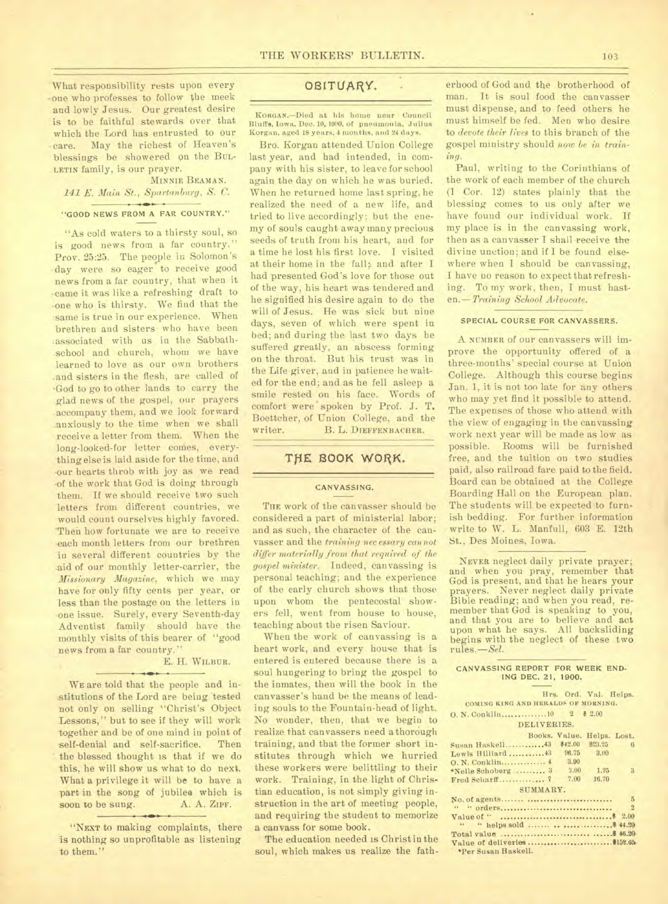What responsibility rests upon every one who professes to follow the meek and lowly Jesus. Our greatest desire is to be faithful stewards over that which the Lord has entrusted to our care. May the richest of Heaven's blessings be showered on the BULLETIN family, is our prayer.

MINNIE BEAMAN.

*141 E. Main St., Spartanburg, S. C.*

### "GOOD NEWS FROM A FAR COUNTRY."

"As cold waters to a thirsty soul, so is good news from a far country." Prov. 25:25. The people in Solomon's day were so eager to receive good news from a far country, that when it came it was like a refreshing draft to one who is thirsty. We find that the same is true in our experience. When brethren and sisters who have been associated with us in the Sabbath-school and church, whom we have learned to love as our own brothers and sisters in the flesh, are called of God to go to other lands to carry the glad news of the gospel, our prayers accompany them, and we look forward anxiously to the time when we shall receive a letter from them. When the long-looked-for letter comes, everything else is laid aside for the time, and our hearts throb with joy as we read of the work that God is doing through them. If we should receive two such letters from different countries, we would count ourselves highly favored. Then how fortunate we are to receive each month letters from our brethren in several different countries by the aid of our monthly letter-carrier, the *Missionary Magazine*, which we may have for only fifty cents per year, or less than the postage on the letters in one issue. Surely, every Seventh-day Adventist family should have the monthly visits of this bearer of "good news from a far country."

E. H. WILBUR.

WE are told that the people and institutions of the Lord are being tested not only on selling "Christ's Object Lessons," but to see if they will work together and be of one mind in point of self-denial and self-sacrifice. Then the blessed thought is that if we do this, he will show us what to do next. What a privilege it will be to have a part in the song of jubilee which is soon to be sung.

A. A. ZIFF.

"NEXT to making complaints, there is nothing so unprofitable as listening to them."

## OBITUARY.

KORGAN.—Died at his home near Council Bluffs, Iowa, Dec. 10, 1900, of pneumonia, Julius Korgan, aged 18 years, 4 months, and 24 days.

Bro. Korgan attended Union College last year, and had intended, in company with his sister, to leave for school again the day on which he was buried. When he returned home last spring, he realized the need of a new life, and tried to live accordingly; but the enemy of souls caught away many precious seeds of truth from his heart, and for a time he lost his first love. I visited at their home in the fall, and after I had presented God's love for those out of the way, his heart was tendered and he signified his desire again to do the will of Jesus. He was sick but nine days, seven of which were spent in bed; and during the last two days he suffered greatly, an abscess forming on the throat. But his trust was in the Life-giver, and in patience he waited for the end; and as he fell asleep a smile rested on his face. Words of comfort were spoken by Prof. J. T. Boettcher, of Union College, and the writer.

B. L. DIEFFENBACHER.

## THE BOOK WORK.

### CANVASSING.

THE work of the canvasser should be considered a part of ministerial labor; and as such, the character of the canvasser and the *training necessary cannot differ materially from that required of the gospel minister.* Indeed, canvassing is personal teaching; and the experience of the early church shows that those upon whom the pentecostal showers fell, went from house to house, teaching about the risen Saviour.

When the work of canvassing is a heart work, and every house that is entered is entered because there is a soul hungering to bring the gospel to the inmates, then will the book in the canvasser's hand be the means of leading souls to the Fountain-head of light. No wonder, then, that we begin to realize that canvassers need a thorough training, and that the former short institutes through which we hurried these workers were belittling to their work. Training, in the light of Christian education, is not simply giving instruction in the art of meeting people, and requiring the student to memorize a canvass for some book.

The education needed is Christ in the soul, which makes us realize the fatherhood of God and the brotherhood of man. It is soul food the canvasser must dispense, and to feed others he must himself be fed. Men who desire to *devote their lives* to this branch of the gospel ministry should *now be in training.*

Paul, writing to the Corinthians of the work of each member of the church (1 Cor. 12) states plainly that the blessing comes to us only after we have found our individual work. If my place is in the canvassing work, then as a canvasser I shall receive the divine unction; and if I be found elsewhere when I should be canvassing, I have no reason to expect that refreshing. To my work, then, I must hasten.—*Training School Advocate.*

### SPECIAL COURSE FOR CANVASSERS.

A NUMBER of our canvassers will improve the opportunity offered of a three-months' special course at Union College. Although this course begins Jan. 1, it is not too late for any others who may yet find it possible to attend. The expenses of those who attend with the view of engaging in the canvassing work next year will be made as low as possible. Rooms will be furnished free, and the tuition on two studies paid, also railroad fare paid to the field. Board can be obtained at the College Boarding Hall on the European plan. The students will be expected to furnish bedding. For further information write to W. L. Manfull, 603 E. 12th St., Des Moines, Iowa.

NEVER neglect daily private prayer; and when you pray, remember that God is present, and that he hears your prayers. Never neglect daily private Bible reading; and when you read, remember that God is speaking to you, and that you are to believe and act upon what he says. All backsliding begins with the neglect of these two rules.—*Sel.*

### CANVASSING REPORT FOR WEEK ENDING DEC. 21, 1900.

| | Hrs. | Ord. | Val. | Helps. |
|---|---|---|---|---|
| COMING KING AND HERALDS OF MORNING. | | | | |
| O. N. Conklin | 10 | 2 | $ 2.00 | |

DELIVERIES.

| | Books. | Value. | Helps. | Lost. |
|---|---|---|---|---|
| Susan Haskell | 43 | $42.00 | $23.25 | 6 |
| Lewis Hilliard | 43 | 96.75 | 3.00 | |
| O. N. Conklin | 4 | 3.90 | | |
| *Nelle Schoberg | 3 | 3.00 | 1.25 | 3 |
| Fred Scharff | 7 | 7.00 | 16.70 | |

SUMMARY.

| | |
|---|---|
| No. of agents | 5 |
| " " orders | 2 |
| Value of " | $ 2.00 |
| " " helps sold | $ 44.20 |
| Total value | $ 46.20 |
| Value of deliveries | $152.65 |

*Per Susan Haskell.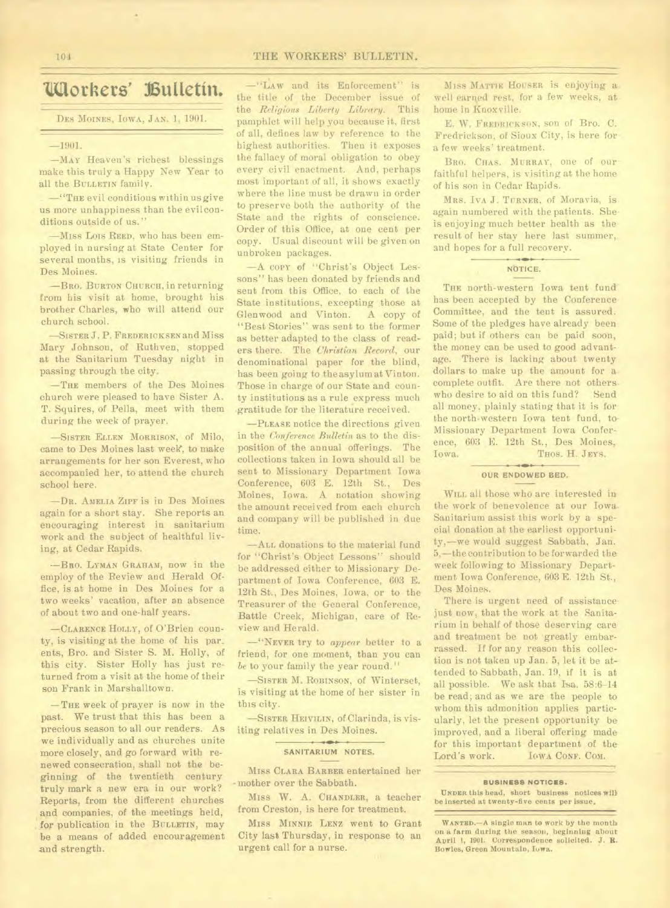# Workers' Bulletin.

DES MOINES, IOWA, JAN. 1, 1901.

—1901.

—MAY Heaven's richest blessings make this truly a Happy New Year to all the BULLETIN family.

—"THE evil conditions within us give us more unhappiness than the evil conditions outside of us."

—MISS LOIS REED, who has been employed in nursing at State Center for several months, is visiting friends in Des Moines.

—BRO. BURTON CHURCH, in returning from his visit at home, brought his brother Charles, who will attend our church school.

—SISTER J. P. FREDERICKSEN and Miss Mary Johnson, of Ruthven, stopped at the Sanitarium Tuesday night in passing through the city.

—THE members of the Des Moines church were pleased to have Sister A. T. Squires, of Pella, meet with them during the week of prayer.

—SISTER ELLEN MORRISON, of Milo, came to Des Moines last week, to make arrangements for her son Everest, who accompanied her, to attend the church school here.

—DR. AMELIA ZIPF is in Des Moines again for a short stay. She reports an encouraging interest in sanitarium work and the subject of healthful living, at Cedar Rapids.

—BRO. LYMAN GRAHAM, now in the employ of the Review and Herald Office, is at home in Des Moines for a two weeks' vacation, after an absence of about two and one-half years.

—CLARENCE HOLLY, of O'Brien county, is visiting at the home of his parents, Bro. and Sister S. M. Holly, of this city. Sister Holly has just returned from a visit at the home of their son Frank in Marshalltown.

—THE week of prayer is now in the past. We trust that this has been a precious season to all our readers. As we individually and as churches unite more closely, and go forward with renewed consecration, shall not the beginning of the twentieth century truly mark a new era in our work? Reports, from the different churches and companies, of the meetings held, for publication in the BULLETIN, may be a means of added encouragement and strength.

—"LAW and its Enforcement" is the title of the December issue of the *Religious Liberty Library*. This pamphlet will help you because it, first of all, defines law by reference to the highest authorities. Then it exposes the fallacy of moral obligation to obey every civil enactment. And, perhaps most important of all, it shows exactly where the line must be drawn in order to preserve both the authority of the State and the rights of conscience. Order of this Office, at one cent per copy. Usual discount will be given on unbroken packages.

—A COPY of "Christ's Object Lessons" has been donated by friends and sent from this Office, to each of the State institutions, excepting those at Glenwood and Vinton. A copy of "Best Stories" was sent to the former as better adapted to the class of readers there. The *Christian Record*, our denominational paper for the blind, has been going to the asylum at Vinton. Those in charge of our State and county institutions as a rule express much gratitude for the literature received.

—PLEASE notice the directions given in the *Conference Bulletin* as to the disposition of the annual offerings. The collections taken in Iowa should all be sent to Missionary Department Iowa Conference, 603 E. 12th St., Des Moines, Iowa. A notation showing the amount received from each church and company will be published in due time.

—ALL donations to the material fund for "Christ's Object Lessons" should be addressed either to Missionary Department of Iowa Conference, 603 E. 12th St., Des Moines, Iowa, or to the Treasurer of the General Conference, Battle Creek, Michigan, care of Review and Herald.

—"NEVER try to *appear* better to a friend, for one moment, than you can *be* to your family the year round."

—SISTER M. ROBINSON, of Winterset, is visiting at the home of her sister in this city.

—SISTER HEIVILIN, of Clarinda, is visiting relatives in Des Moines.

## SANITARIUM NOTES.

MISS CLARA BARBER entertained her mother over the Sabbath.

MISS W. A. CHANDLER, a teacher from Creston, is here for treatment.

MISS MINNIE LENZ went to Grant City last Thursday, in response to an urgent call for a nurse.

MISS MATTIE HOUSER is enjoying a well earned rest, for a few weeks, at home in Knoxville.

E. W. FREDRICKSON, son of Bro. C. Fredrickson, of Sioux City, is here for a few weeks' treatment.

BRO. CHAS. MURRAY, one of our faithful helpers, is visiting at the home of his son in Cedar Rapids.

MRS. IVA J. TURNER, of Moravia, is again numbered with the patients. She is enjoying much better health as the result of her stay here last summer, and hopes for a full recovery.

## NOTICE.

THE north-western Iowa tent fund has been accepted by the Conference Committee, and the tent is assured. Some of the pledges have already been paid; but if others can be paid soon, the money can be used to good advantage. There is lacking about twenty dollars to make up the amount for a complete outfit. Are there not others who desire to aid on this fund? Send all money, plainly stating that it is for the north-western Iowa tent fund, to Missionary Department Iowa Conference, 603 E. 12th St., Des Moines, Iowa.

THOS. H. JEYS.

## OUR ENDOWED BED.

WILL all those who are interested in the work of benevolence at our Iowa Sanitarium assist this work by a special donation at the earliest opportunity,—we would suggest Sabbath, Jan. 5,—the contribution to be forwarded the week following to Missionary Department Iowa Conference, 603 E. 12th St., Des Moines.

There is urgent need of assistance just now, that the work at the Sanitarium in behalf of those deserving care and treatment be not greatly embarrassed. If for any reason this collection is not taken up Jan. 5, let it be attended to Sabbath, Jan. 19, if it is at all possible. We ask that Isa. 58:6-14 be read; and as we are the people to whom this admonition applies particularly, let the present opportunity be improved, and a liberal offering made for this important department of the Lord's work.

IOWA CONF. COM.

## BUSINESS NOTICES.

UNDER this head, short business notices will be inserted at twenty-five cents per issue.

WANTED.—A single man to work by the month on a farm during the season, beginning about April 1, 1901. Correspondence solicited. J. R. Bowles, Green Mountain, Iowa.